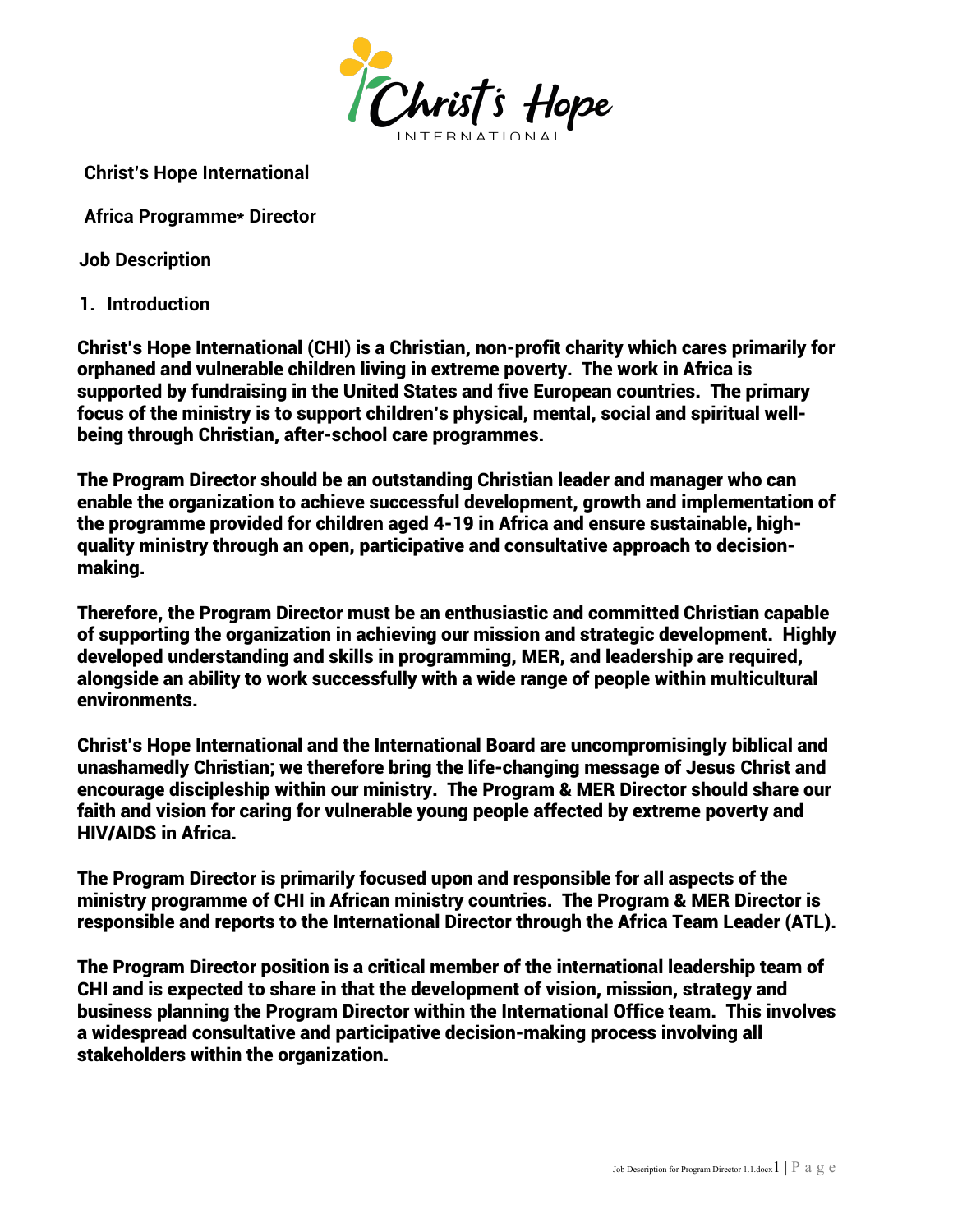**Christ's Hope International**

**Africa Programme* Director**

**Job Description**

## 1. Introduction

**Christ's Hope International (CHI) is a Christian, non-profit charity which cares primarily for orphaned and vulnerable children living in extreme poverty. The work in Africa is supported by fundraising in the United States and five European countries. The primary focus of the ministry is to support children's physical, mental, social and spiritual well-being through Christian, after-school care programmes.**

**The Program Director should be an outstanding Christian leader and manager who can enable the organization to achieve successful development, growth and implementation of the programme provided for children aged 4-19 in Africa and ensure sustainable, high-quality ministry through an open, participative and consultative approach to decision-making.**

**Therefore, the Program Director must be an enthusiastic and committed Christian capable of supporting the organization in achieving our mission and strategic development. Highly developed understanding and skills in programming, MER, and leadership are required, alongside an ability to work successfully with a wide range of people within multicultural environments.**

**Christ's Hope International and the International Board are uncompromisingly biblical and unashamedly Christian; we therefore bring the life-changing message of Jesus Christ and encourage discipleship within our ministry. The Program & MER Director should share our faith and vision for caring for vulnerable young people affected by extreme poverty and HIV/AIDS in Africa.**

**The Program Director is primarily focused upon and responsible for all aspects of the ministry programme of CHI in African ministry countries. The Program & MER Director is responsible and reports to the International Director through the Africa Team Leader (ATL).**

**The Program Director position is a critical member of the international leadership team of CHI and is expected to share in that the development of vision, mission, strategy and business planning the Program Director within the International Office team. This involves a widespread consultative and participative decision-making process involving all stakeholders within the organization.**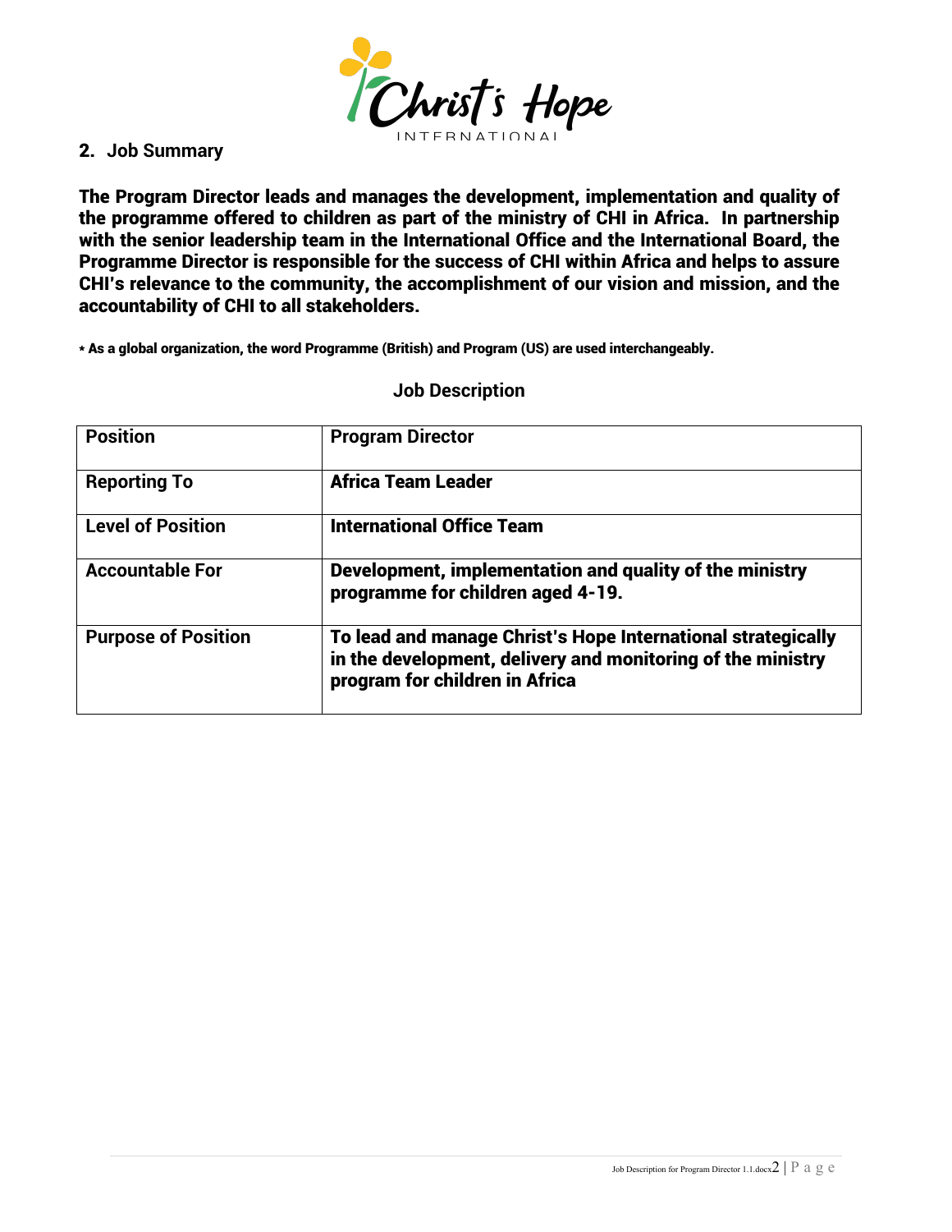## 2. Job Summary

**The Program Director leads and manages the development, implementation and quality of the programme offered to children as part of the ministry of CHI in Africa. In partnership with the senior leadership team in the International Office and the International Board, the Programme Director is responsible for the success of CHI within Africa and helps to assure CHI's relevance to the community, the accomplishment of our vision and mission, and the accountability of CHI to all stakeholders.**

**\* As a global organization, the word Programme (British) and Program (US) are used interchangeably.**

**Job Description**

| **Position** | **Program Director** |
|---|---|
| **Reporting To** | **Africa Team Leader** |
| **Level of Position** | **International Office Team** |
| **Accountable For** | **Development, implementation and quality of the ministry programme for children aged 4-19.** |
| **Purpose of Position** | **To lead and manage Christ's Hope International strategically in the development, delivery and monitoring of the ministry program for children in Africa** |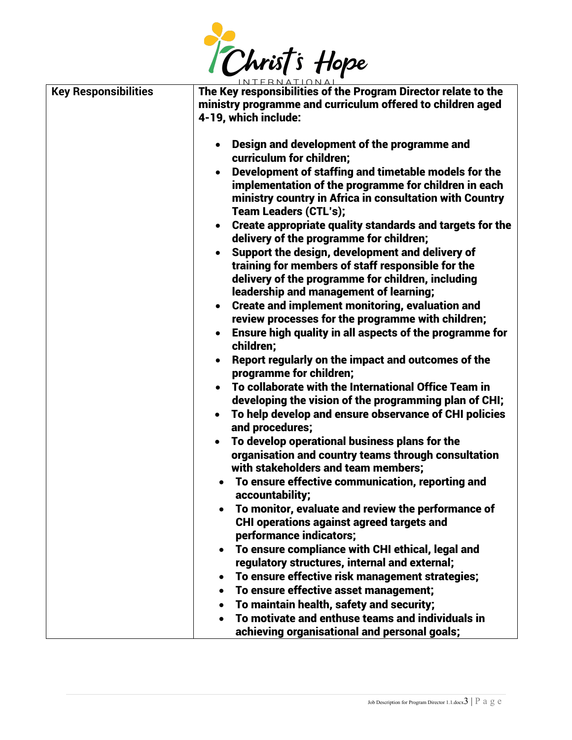| **Key Responsibilities** | **The Key responsibilities of the Program Director relate to the ministry programme and curriculum offered to children aged 4-19, which include:**<br><br>• **Design and development of the programme and curriculum for children;**<br>• **Development of staffing and timetable models for the implementation of the programme for children in each ministry country in Africa in consultation with Country Team Leaders (CTL's);**<br>• **Create appropriate quality standards and targets for the delivery of the programme for children;**<br>• **Support the design, development and delivery of training for members of staff responsible for the delivery of the programme for children, including leadership and management of learning;**<br>• **Create and implement monitoring, evaluation and review processes for the programme with children;**<br>• **Ensure high quality in all aspects of the programme for children;**<br>• **Report regularly on the impact and outcomes of the programme for children;**<br>• **To collaborate with the International Office Team in developing the vision of the programming plan of CHI;**<br>• **To help develop and ensure observance of CHI policies and procedures;**<br>• **To develop operational business plans for the organisation and country teams through consultation with stakeholders and team members;**<br>• **To ensure effective communication, reporting and accountability;**<br>• **To monitor, evaluate and review the performance of CHI operations against agreed targets and performance indicators;**<br>• **To ensure compliance with CHI ethical, legal and regulatory structures, internal and external;**<br>• **To ensure effective risk management strategies;**<br>• **To ensure effective asset management;**<br>• **To maintain health, safety and security;**<br>• **To motivate and enthuse teams and individuals in achieving organisational and personal goals;** |
|---|---|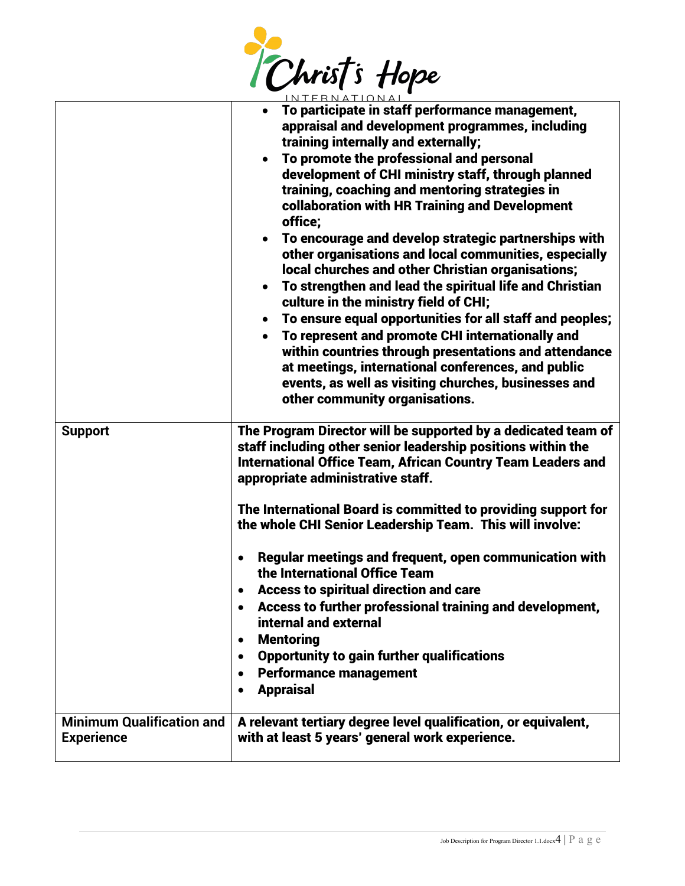| | |
|---|---|
| | • **To participate in staff performance management, appraisal and development programmes, including training internally and externally;**<br>• **To promote the professional and personal development of CHI ministry staff, through planned training, coaching and mentoring strategies in collaboration with HR Training and Development office;**<br>• **To encourage and develop strategic partnerships with other organisations and local communities, especially local churches and other Christian organisations;**<br>• **To strengthen and lead the spiritual life and Christian culture in the ministry field of CHI;**<br>• **To ensure equal opportunities for all staff and peoples;**<br>• **To represent and promote CHI internationally and within countries through presentations and attendance at meetings, international conferences, and public events, as well as visiting churches, businesses and other community organisations.** |
| **Support** | **The Program Director will be supported by a dedicated team of staff including other senior leadership positions within the International Office Team, African Country Team Leaders and appropriate administrative staff.**<br><br>**The International Board is committed to providing support for the whole CHI Senior Leadership Team. This will involve:**<br><br>• **Regular meetings and frequent, open communication with the International Office Team**<br>• **Access to spiritual direction and care**<br>• **Access to further professional training and development, internal and external**<br>• **Mentoring**<br>• **Opportunity to gain further qualifications**<br>• **Performance management**<br>• **Appraisal** |
| **Minimum Qualification and Experience** | **A relevant tertiary degree level qualification, or equivalent, with at least 5 years' general work experience.** |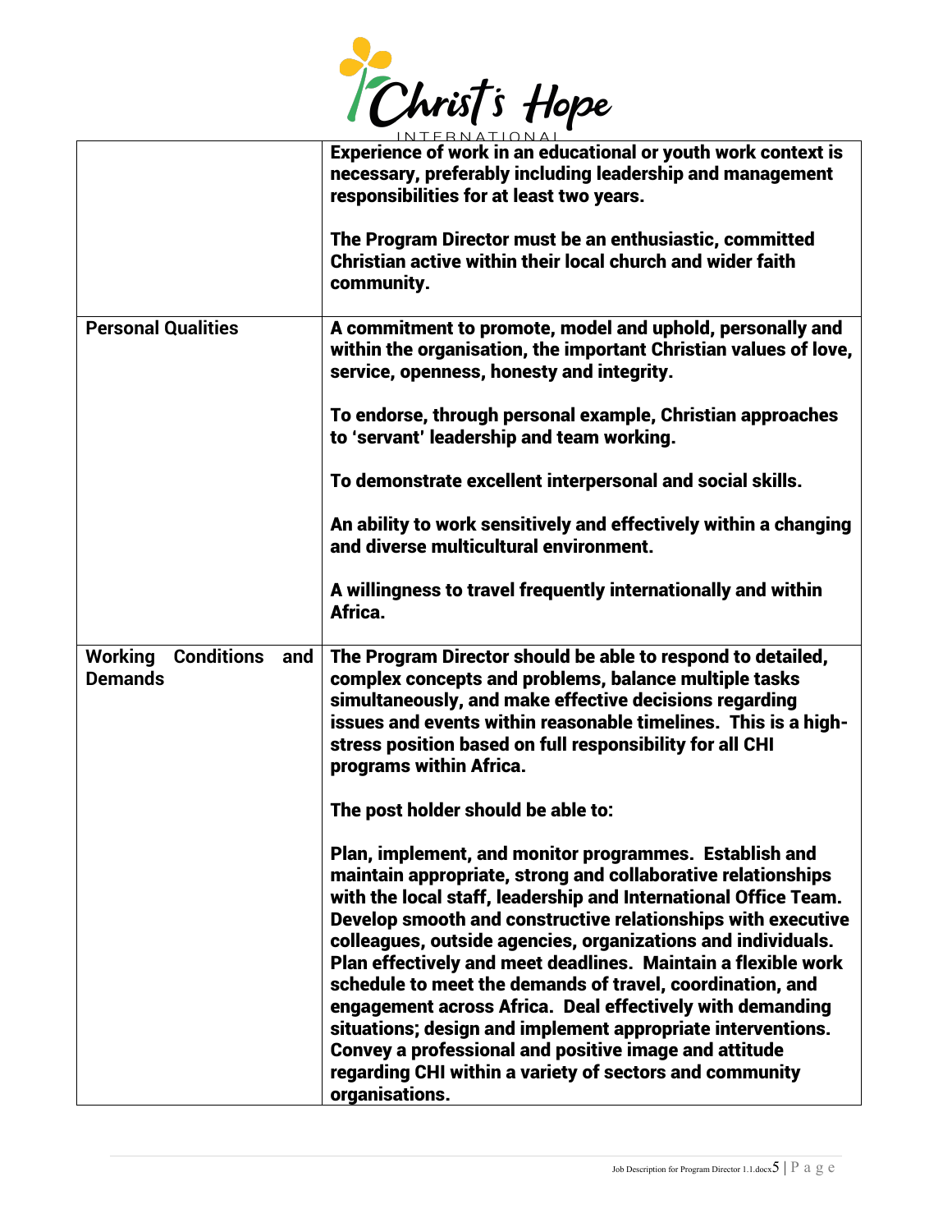| | |
|---|---|
| | **Experience of work in an educational or youth work context is necessary, preferably including leadership and management responsibilities for at least two years.**<br><br>**The Program Director must be an enthusiastic, committed Christian active within their local church and wider faith community.** |
| **Personal Qualities** | **A commitment to promote, model and uphold, personally and within the organisation, the important Christian values of love, service, openness, honesty and integrity.**<br><br>**To endorse, through personal example, Christian approaches to 'servant' leadership and team working.**<br><br>**To demonstrate excellent interpersonal and social skills.**<br><br>**An ability to work sensitively and effectively within a changing and diverse multicultural environment.**<br><br>**A willingness to travel frequently internationally and within Africa.** |
| **Working Conditions and Demands** | **The Program Director should be able to respond to detailed, complex concepts and problems, balance multiple tasks simultaneously, and make effective decisions regarding issues and events within reasonable timelines. This is a high-stress position based on full responsibility for all CHI programs within Africa.**<br><br>**The post holder should be able to:**<br><br>**Plan, implement, and monitor programmes. Establish and maintain appropriate, strong and collaborative relationships with the local staff, leadership and International Office Team. Develop smooth and constructive relationships with executive colleagues, outside agencies, organizations and individuals. Plan effectively and meet deadlines. Maintain a flexible work schedule to meet the demands of travel, coordination, and engagement across Africa. Deal effectively with demanding situations; design and implement appropriate interventions. Convey a professional and positive image and attitude regarding CHI within a variety of sectors and community organisations.** |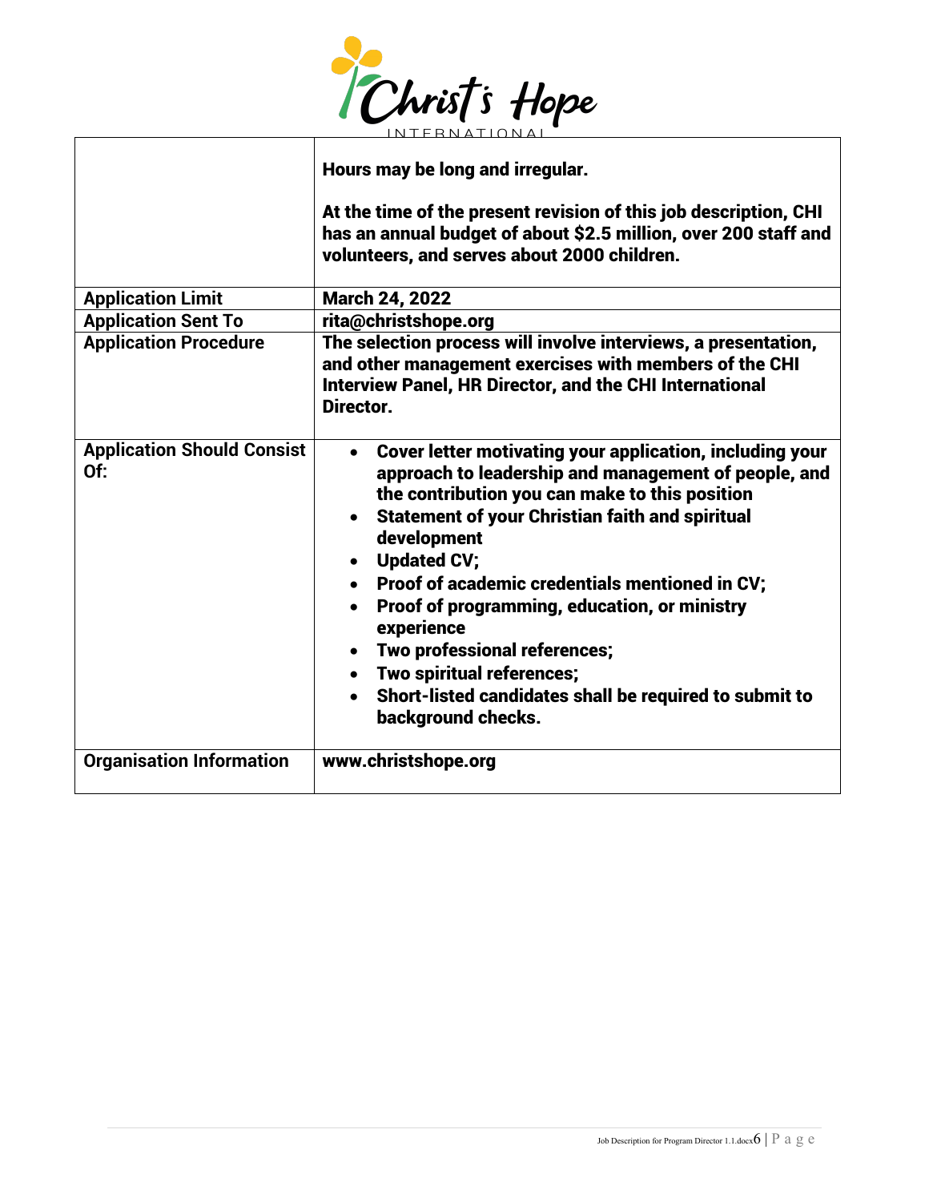| | |
|---|---|
| | **Hours may be long and irregular.**<br><br>**At the time of the present revision of this job description, CHI has an annual budget of about $2.5 million, over 200 staff and volunteers, and serves about 2000 children.** |
| **Application Limit** | **March 24, 2022** |
| **Application Sent To** | **rita@christshope.org** |
| **Application Procedure** | **The selection process will involve interviews, a presentation, and other management exercises with members of the CHI Interview Panel, HR Director, and the CHI International Director.** |
| **Application Should Consist Of:** | • **Cover letter motivating your application, including your approach to leadership and management of people, and the contribution you can make to this position**<br>• **Statement of your Christian faith and spiritual development**<br>• **Updated CV;**<br>• **Proof of academic credentials mentioned in CV;**<br>• **Proof of programming, education, or ministry experience**<br>• **Two professional references;**<br>• **Two spiritual references;**<br>• **Short-listed candidates shall be required to submit to background checks.** |
| **Organisation Information** | **www.christshope.org** |